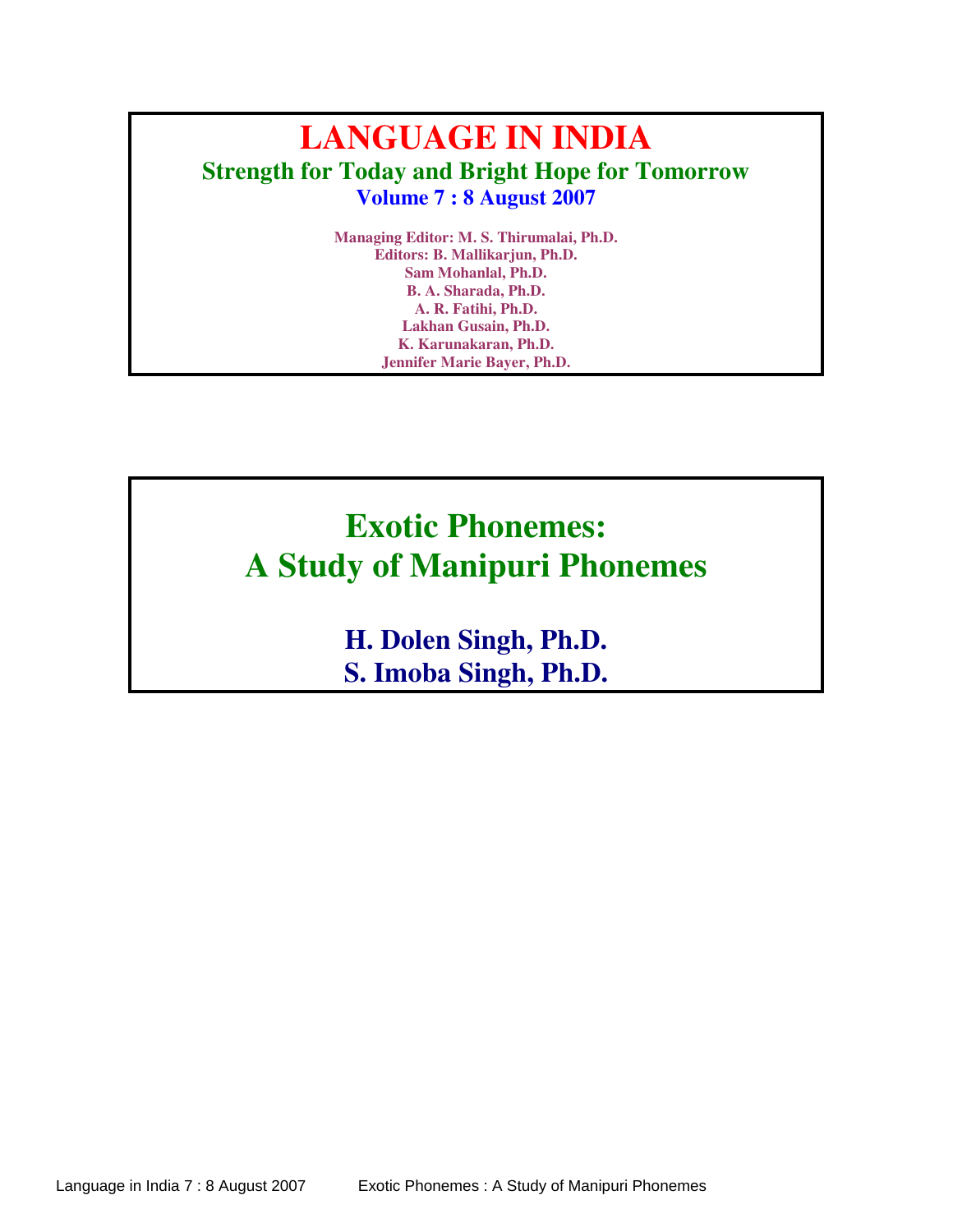# LANGUAGE IN INDIA

**Strength for Today and Bright Hope for Tomorrow**

**Volume 7 : 8 August 2007**

**Managing Editor: M. S. Thirumalai, Ph.D.**
**Editors: B. Mallikarjun, Ph.D.**
**Sam Mohanlal, Ph.D.**
**B. A. Sharada, Ph.D.**
**A. R. Fatihi, Ph.D.**
**Lakhan Gusain, Ph.D.**
**K. Karunakaran, Ph.D.**
**Jennifer Marie Bayer, Ph.D.**

# Exotic Phonemes: A Study of Manipuri Phonemes

**H. Dolen Singh, Ph.D.**

**S. Imoba Singh, Ph.D.**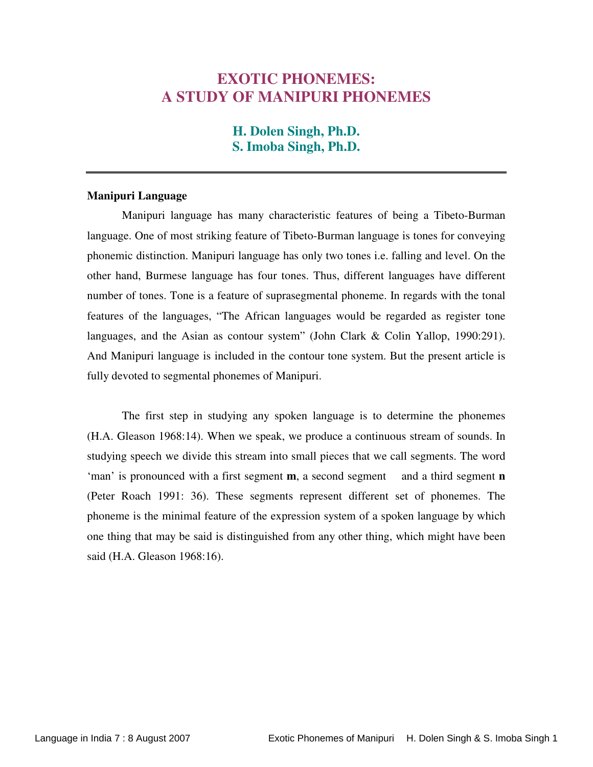# EXOTIC PHONEMES: A STUDY OF MANIPURI PHONEMES

### H. Dolen Singh, Ph.D.
### S. Imoba Singh, Ph.D.

---

**Manipuri Language**

Manipuri language has many characteristic features of being a Tibeto-Burman language. One of most striking feature of Tibeto-Burman language is tones for conveying phonemic distinction. Manipuri language has only two tones i.e. falling and level. On the other hand, Burmese language has four tones. Thus, different languages have different number of tones. Tone is a feature of suprasegmental phoneme. In regards with the tonal features of the languages, "The African languages would be regarded as register tone languages, and the Asian as contour system" (John Clark & Colin Yallop, 1990:291). And Manipuri language is included in the contour tone system. But the present article is fully devoted to segmental phonemes of Manipuri.

The first step in studying any spoken language is to determine the phonemes (H.A. Gleason 1968:14). When we speak, we produce a continuous stream of sounds. In studying speech we divide this stream into small pieces that we call segments. The word 'man' is pronounced with a first segment **m**, a second segment  and a third segment **n** (Peter Roach 1991: 36). These segments represent different set of phonemes. The phoneme is the minimal feature of the expression system of a spoken language by which one thing that may be said is distinguished from any other thing, which might have been said (H.A. Gleason 1968:16).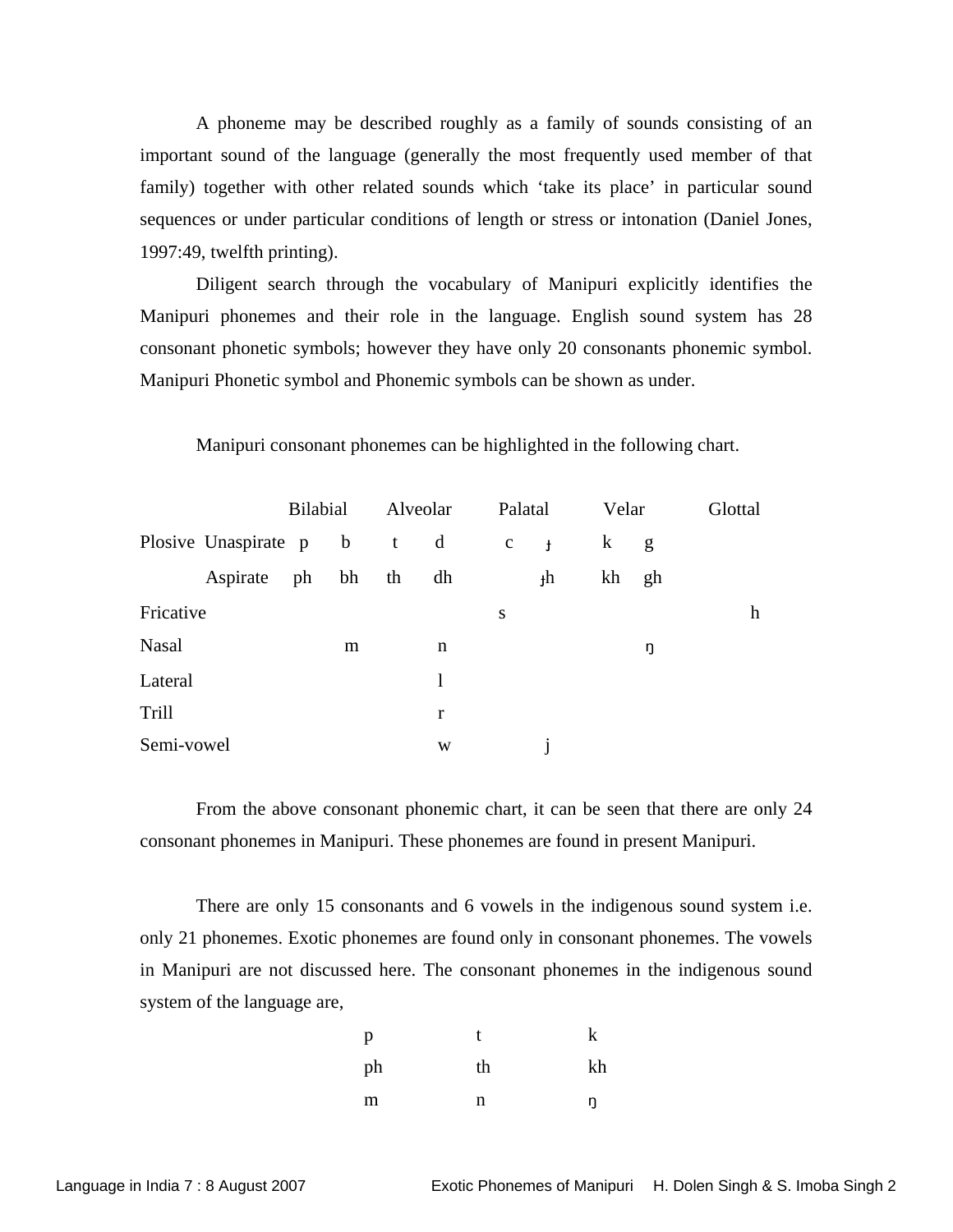A phoneme may be described roughly as a family of sounds consisting of an important sound of the language (generally the most frequently used member of that family) together with other related sounds which 'take its place' in particular sound sequences or under particular conditions of length or stress or intonation (Daniel Jones, 1997:49, twelfth printing).

Diligent search through the vocabulary of Manipuri explicitly identifies the Manipuri phonemes and their role in the language. English sound system has 28 consonant phonetic symbols; however they have only 20 consonants phonemic symbol. Manipuri Phonetic symbol and Phonemic symbols can be shown as under.

Manipuri consonant phonemes can be highlighted in the following chart.

| | | Bilabial | | Alveolar | | Palatal | | Velar | | Glottal |
|---|---|---|---|---|---|---|---|---|---|---|
| Plosive | Unaspirate | p | b | t | d | c | ɟ | k | g | |
| | Aspirate | ph | bh | th | dh | | ɟh | kh | gh | |
| Fricative | | | | | | s | | | | h |
| Nasal | | | m | | n | | | | ŋ | |
| Lateral | | | | | l | | | | | |
| Trill | | | | | r | | | | | |
| Semi-vowel | | | | | w | | j | | | |

From the above consonant phonemic chart, it can be seen that there are only 24 consonant phonemes in Manipuri. These phonemes are found in present Manipuri.

There are only 15 consonants and 6 vowels in the indigenous sound system i.e. only 21 phonemes. Exotic phonemes are found only in consonant phonemes. The vowels in Manipuri are not discussed here. The consonant phonemes in the indigenous sound system of the language are,

| | | |
|---|---|---|
| p | t | k |
| ph | th | kh |
| m | n | ŋ |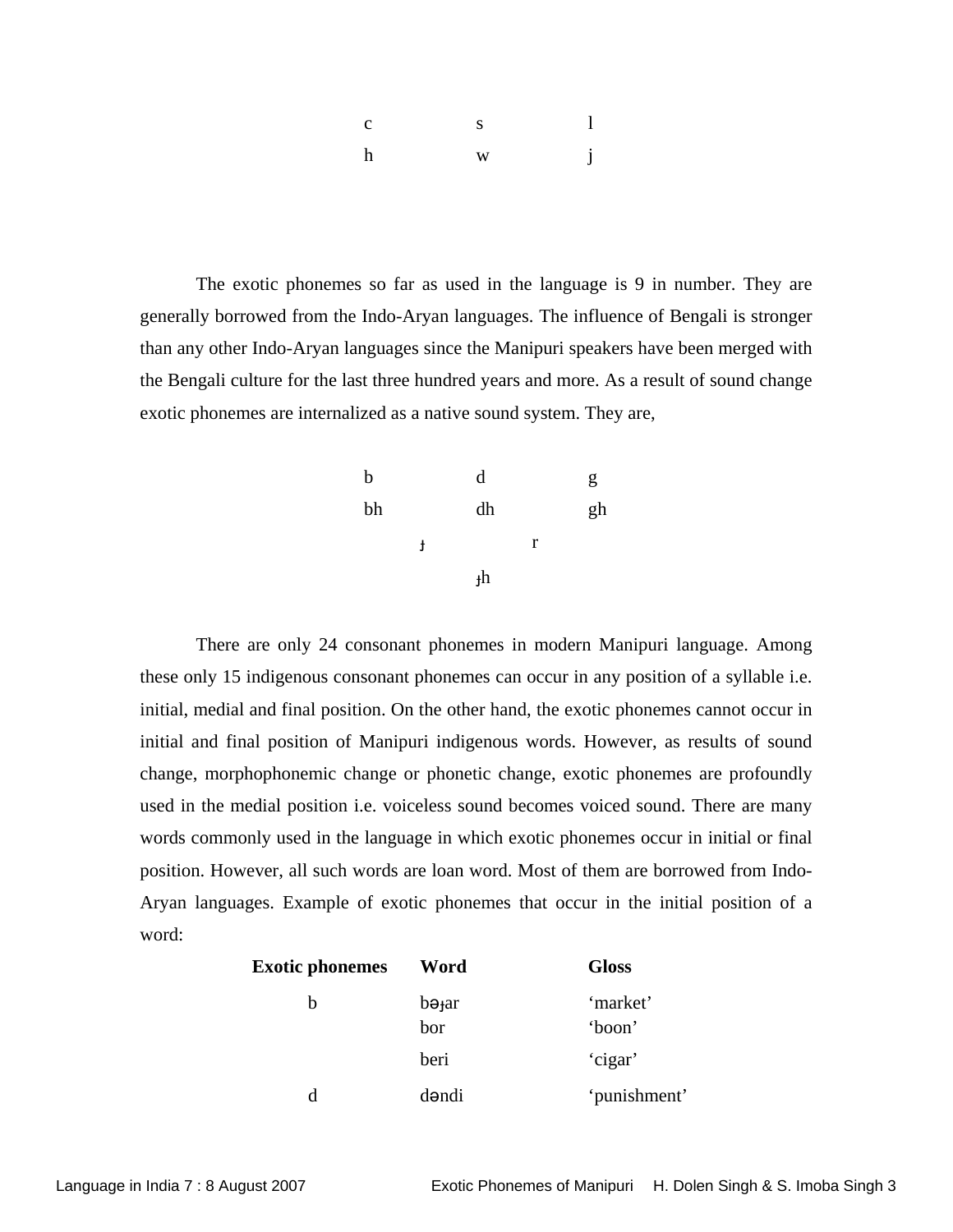| | | |
|---|---|---|
| c | s | l |
| h | w | j |

The exotic phonemes so far as used in the language is 9 in number. They are generally borrowed from the Indo-Aryan languages. The influence of Bengali is stronger than any other Indo-Aryan languages since the Manipuri speakers have been merged with the Bengali culture for the last three hundred years and more. As a result of sound change exotic phonemes are internalized as a native sound system. They are,

| | | | | |
|---|---|---|---|---|
| b | | d | | g |
| bh | | dh | | gh |
| | ɟ | | r | |
| | | ɟh | | |

There are only 24 consonant phonemes in modern Manipuri language. Among these only 15 indigenous consonant phonemes can occur in any position of a syllable i.e. initial, medial and final position. On the other hand, the exotic phonemes cannot occur in initial and final position of Manipuri indigenous words. However, as results of sound change, morphophonemic change or phonetic change, exotic phonemes are profoundly used in the medial position i.e. voiceless sound becomes voiced sound. There are many words commonly used in the language in which exotic phonemes occur in initial or final position. However, all such words are loan word. Most of them are borrowed from Indo-Aryan languages. Example of exotic phonemes that occur in the initial position of a word:

| **Exotic phonemes** | **Word** | **Gloss** |
|---|---|---|
| b | bəɟar | 'market' |
| | bor | 'boon' |
| | beri | 'cigar' |
| d | dəndi | 'punishment' |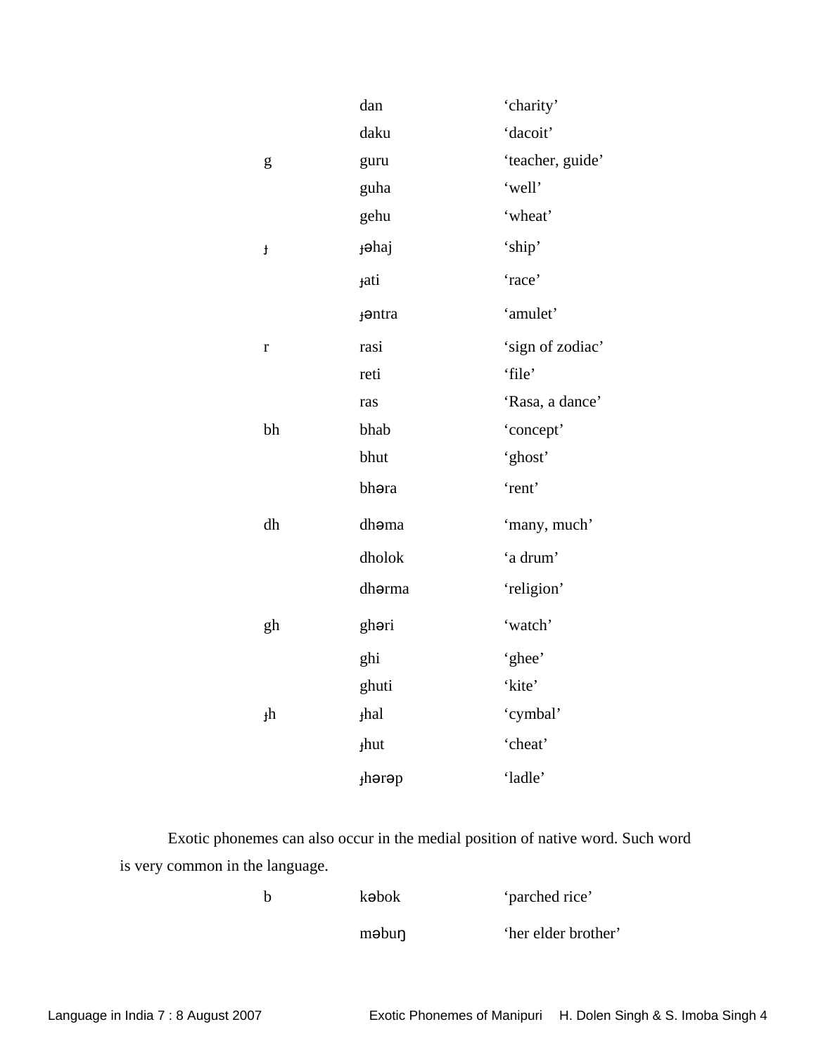| | | |
|---|---|---|
| | dan | 'charity' |
| | daku | 'dacoit' |
| g | guru | 'teacher, guide' |
| | guha | 'well' |
| | gehu | 'wheat' |
| ɟ | ɟəhaj | 'ship' |
| | ɟati | 'race' |
| | ɟəntra | 'amulet' |
| r | rasi | 'sign of zodiac' |
| | reti | 'file' |
| | ras | 'Rasa, a dance' |
| bh | bhab | 'concept' |
| | bhut | 'ghost' |
| | bhəra | 'rent' |
| dh | dhəma | 'many, much' |
| | dholok | 'a drum' |
| | dhərma | 'religion' |
| gh | ghəri | 'watch' |
| | ghi | 'ghee' |
| | ghuti | 'kite' |
| ɟh | ɟhal | 'cymbal' |
| | ɟhut | 'cheat' |
| | ɟhərəp | 'ladle' |

Exotic phonemes can also occur in the medial position of native word. Such word is very common in the language.

| | | |
|---|---|---|
| b | kəbok | 'parched rice' |
| | məbuŋ | 'her elder brother' |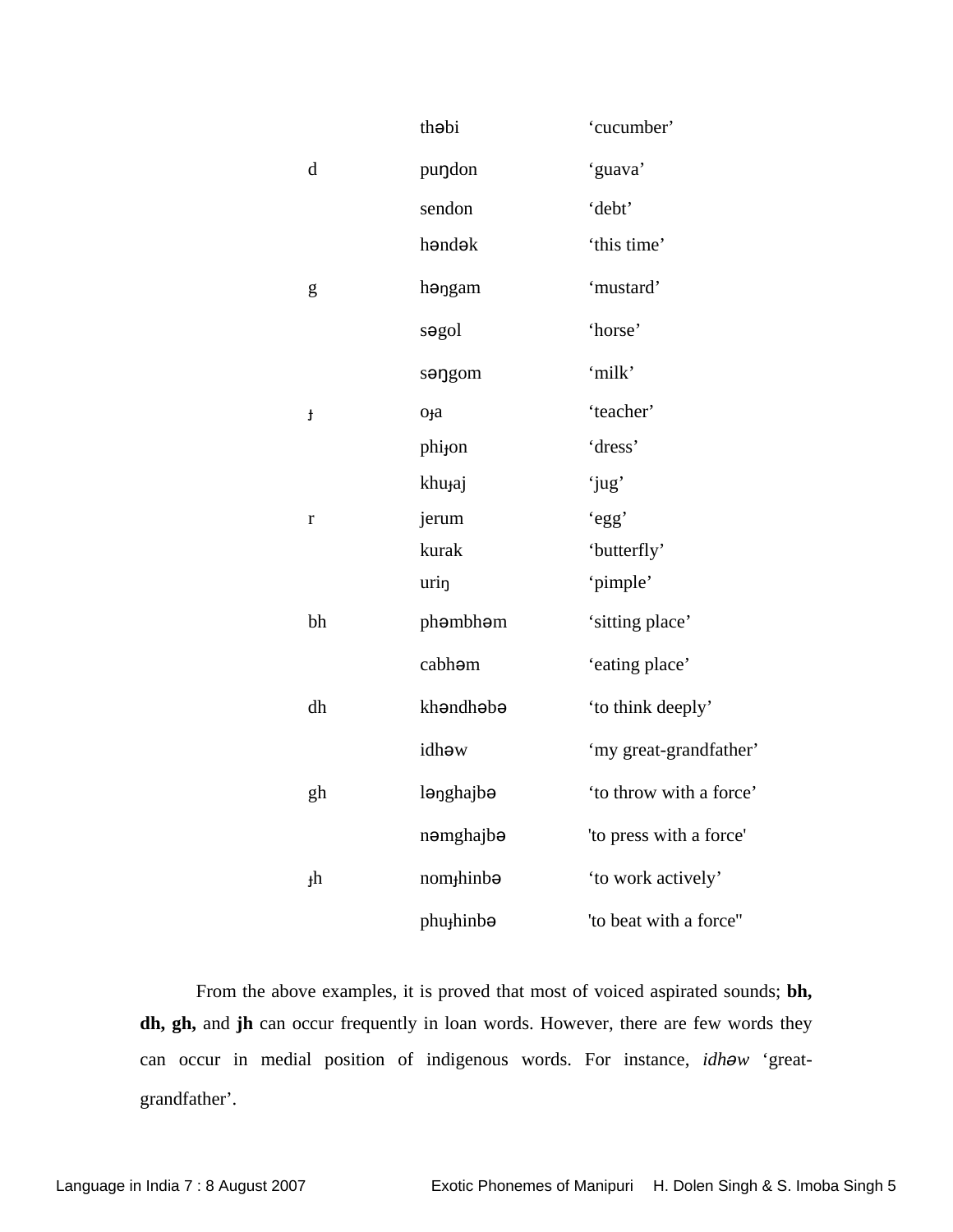| | | |
|---|---|---|
| | thəbi | 'cucumber' |
| d | puŋdon | 'guava' |
| | sendon | 'debt' |
| | həndək | 'this time' |
| g | həŋgam | 'mustard' |
| | səgol | 'horse' |
| | səŋgom | 'milk' |
| ɟ | oɟa | 'teacher' |
| | phiɟon | 'dress' |
| | khuɟaj | 'jug' |
| r | jerum | 'egg' |
| | kurak | 'butterfly' |
| | uriŋ | 'pimple' |
| bh | phəmbhəm | 'sitting place' |
| | cabhəm | 'eating place' |
| dh | khəndhəbə | 'to think deeply' |
| | idhəw | 'my great-grandfather' |
| gh | ləŋghajbə | 'to throw with a force' |
| | nəmghajbə | 'to press with a force' |
| ɟh | nomɟhinbə | 'to work actively' |
| | phuɟhinbə | 'to beat with a force'' |

From the above examples, it is proved that most of voiced aspirated sounds; **bh, dh, gh,** and **jh** can occur frequently in loan words. However, there are few words they can occur in medial position of indigenous words. For instance, *idhəw* 'great-grandfather'.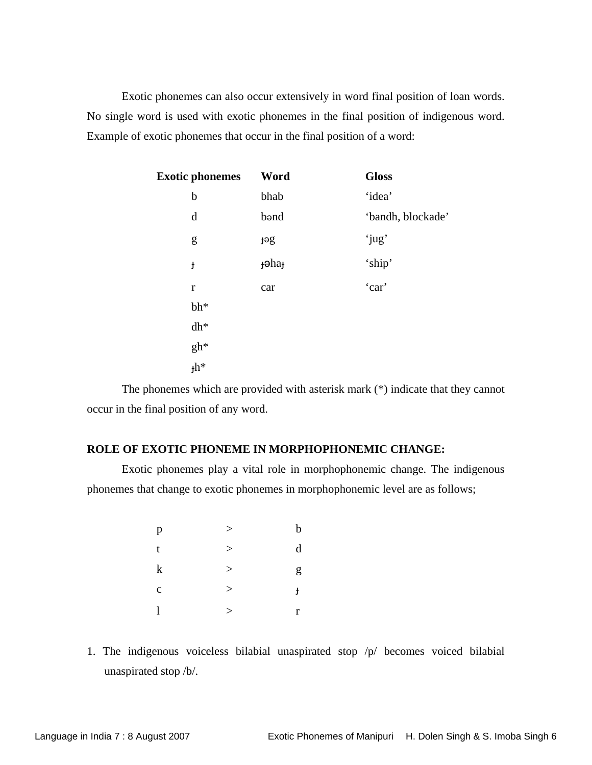Exotic phonemes can also occur extensively in word final position of loan words. No single word is used with exotic phonemes in the final position of indigenous word. Example of exotic phonemes that occur in the final position of a word:

| Exotic phonemes | Word | Gloss |
|---|---|---|
| b | bhab | 'idea' |
| d | bənd | 'bandh, blockade' |
| g | ɟəg | 'jug' |
| ɟ | ɟəhaɟ | 'ship' |
| r | car | 'car' |
| bh* | | |
| dh* | | |
| gh* | | |
| ɟh* | | |

The phonemes which are provided with asterisk mark (*) indicate that they cannot occur in the final position of any word.

**ROLE OF EXOTIC PHONEME IN MORPHOPHONEMIC CHANGE:**

Exotic phonemes play a vital role in morphophonemic change. The indigenous phonemes that change to exotic phonemes in morphophonemic level are as follows;

| | | |
|---|---|---|
| p | > | b |
| t | > | d |
| k | > | g |
| c | > | ɟ |
| l | > | r |

1. The indigenous voiceless bilabial unaspirated stop /p/ becomes voiced bilabial unaspirated stop /b/.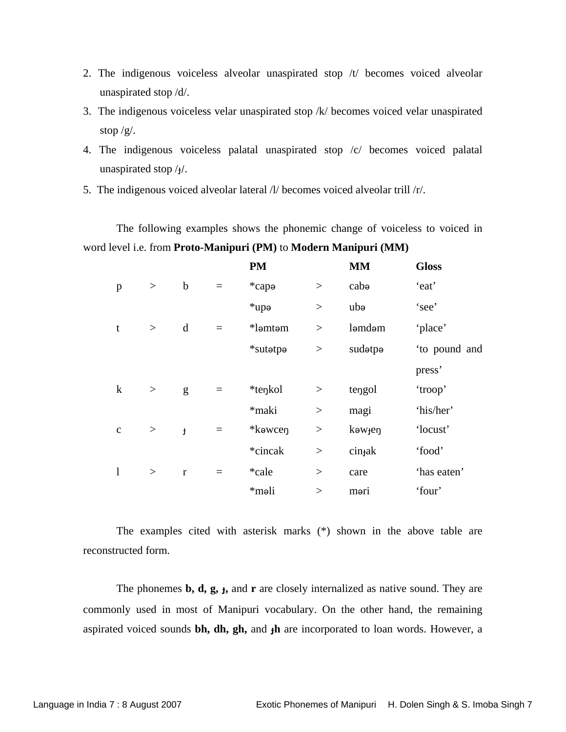2. The indigenous voiceless alveolar unaspirated stop /t/ becomes voiced alveolar unaspirated stop /d/.
3. The indigenous voiceless velar unaspirated stop /k/ becomes voiced velar unaspirated stop /g/.
4. The indigenous voiceless palatal unaspirated stop /c/ becomes voiced palatal unaspirated stop /ɟ/.
5. The indigenous voiced alveolar lateral /l/ becomes voiced alveolar trill /r/.

The following examples shows the phonemic change of voiceless to voiced in word level i.e. from **Proto-Manipuri (PM)** to **Modern Manipuri (MM)**

| | | | | **PM** | | **MM** | **Gloss** |
|---|---|---|---|---|---|---|---|
| p | > | b | = | *capə | > | cabə | 'eat' |
| | | | | *upə | > | ubə | 'see' |
| t | > | d | = | *ləmtəm | > | ləmdəm | 'place' |
| | | | | *sutətpə | > | sudətpə | 'to pound and press' |
| k | > | g | = | *teŋkol | > | teŋgol | 'troop' |
| | | | | *maki | > | magi | 'his/her' |
| c | > | ɟ | = | *kəwceŋ | > | kəwɟeŋ | 'locust' |
| | | | | *cincak | > | cinɟak | 'food' |
| l | > | r | = | *cale | > | care | 'has eaten' |
| | | | | *məli | > | məri | 'four' |

The examples cited with asterisk marks (*) shown in the above table are reconstructed form.

The phonemes **b, d, g, ɟ,** and **r** are closely internalized as native sound. They are commonly used in most of Manipuri vocabulary. On the other hand, the remaining aspirated voiced sounds **bh, dh, gh,** and **ɟh** are incorporated to loan words. However, a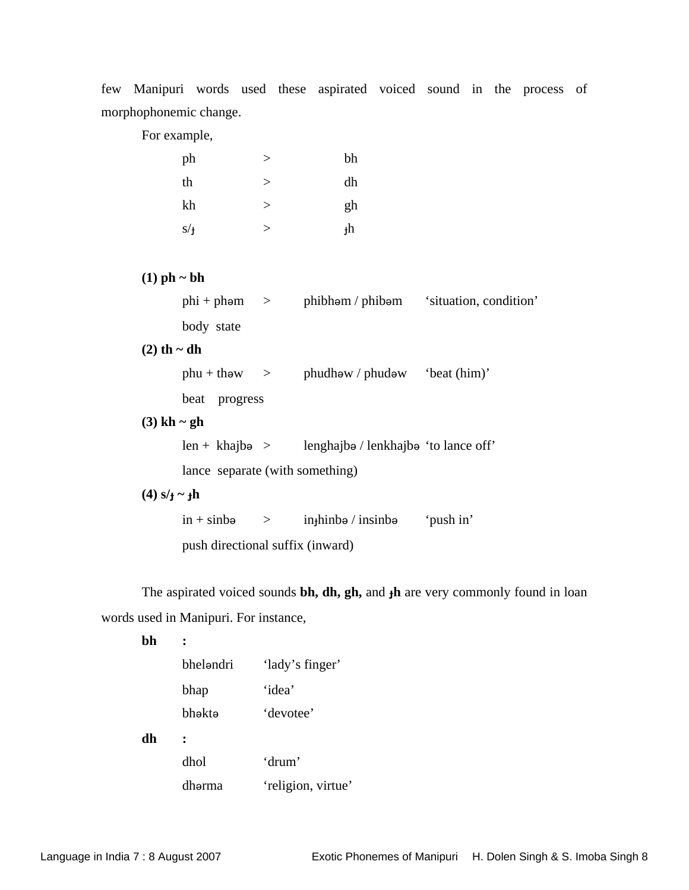few Manipuri words used these aspirated voiced sound in the process of morphophonemic change.

For example,

| | | |
|---|---|---|
| ph | > | bh |
| th | > | dh |
| kh | > | gh |
| s/ɟ | > | ɟh |

**(1) ph ~ bh**

phi + phəm > phibhəm / phibəm 'situation, condition'

body state

**(2) th ~ dh**

phu + thəw > phudhəw / phudəw 'beat (him)'

beat progress

**(3) kh ~ gh**

len + khajbə > lenghajbə / lenkhajbə 'to lance off'

lance separate (with something)

**(4) s/ɟ ~ ɟh**

in + sinbə > inɟhinbə / insinbə 'push in'

push directional suffix (inward)

The aspirated voiced sounds **bh, dh, gh,** and **ɟh** are very commonly found in loan words used in Manipuri. For instance,

**bh** :

| | |
|---|---|
| bheləndri | 'lady's finger' |
| bhap | 'idea' |
| bhəktə | 'devotee' |

**dh** :

| | |
|---|---|
| dhol | 'drum' |
| dhərma | 'religion, virtue' |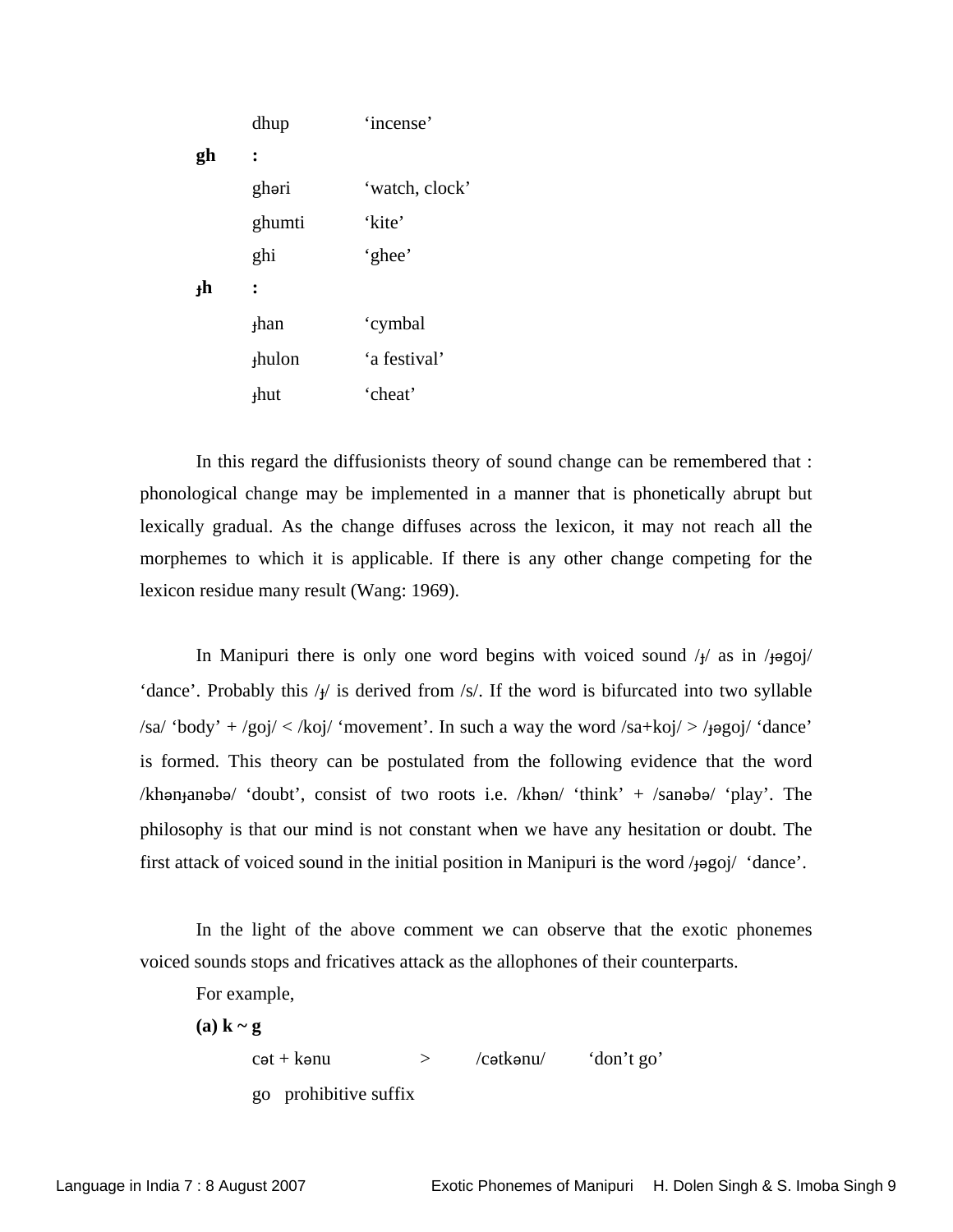dhup 'incense'

**gh** :

ghəri 'watch, clock'

ghumti 'kite'

ghi 'ghee'

**ɟh** :

ɟhan 'cymbal

ɟhulon 'a festival'

ɟhut 'cheat'

In this regard the diffusionists theory of sound change can be remembered that : phonological change may be implemented in a manner that is phonetically abrupt but lexically gradual. As the change diffuses across the lexicon, it may not reach all the morphemes to which it is applicable. If there is any other change competing for the lexicon residue many result (Wang: 1969).

In Manipuri there is only one word begins with voiced sound /ɟ/ as in /ɟəgoj/ 'dance'. Probably this /ɟ/ is derived from /s/. If the word is bifurcated into two syllable /sa/ 'body' + /goj/ < /koj/ 'movement'. In such a way the word /sa+koj/ > /ɟəgoj/ 'dance' is formed. This theory can be postulated from the following evidence that the word /khənɟanəbə/ 'doubt', consist of two roots i.e. /khən/ 'think' + /sanəbə/ 'play'. The philosophy is that our mind is not constant when we have any hesitation or doubt. The first attack of voiced sound in the initial position in Manipuri is the word /ɟəgoj/ 'dance'.

In the light of the above comment we can observe that the exotic phonemes voiced sounds stops and fricatives attack as the allophones of their counterparts.

For example,

**(a) k ~ g**

cət + kənu > /cətkənu/ 'don't go'

go prohibitive suffix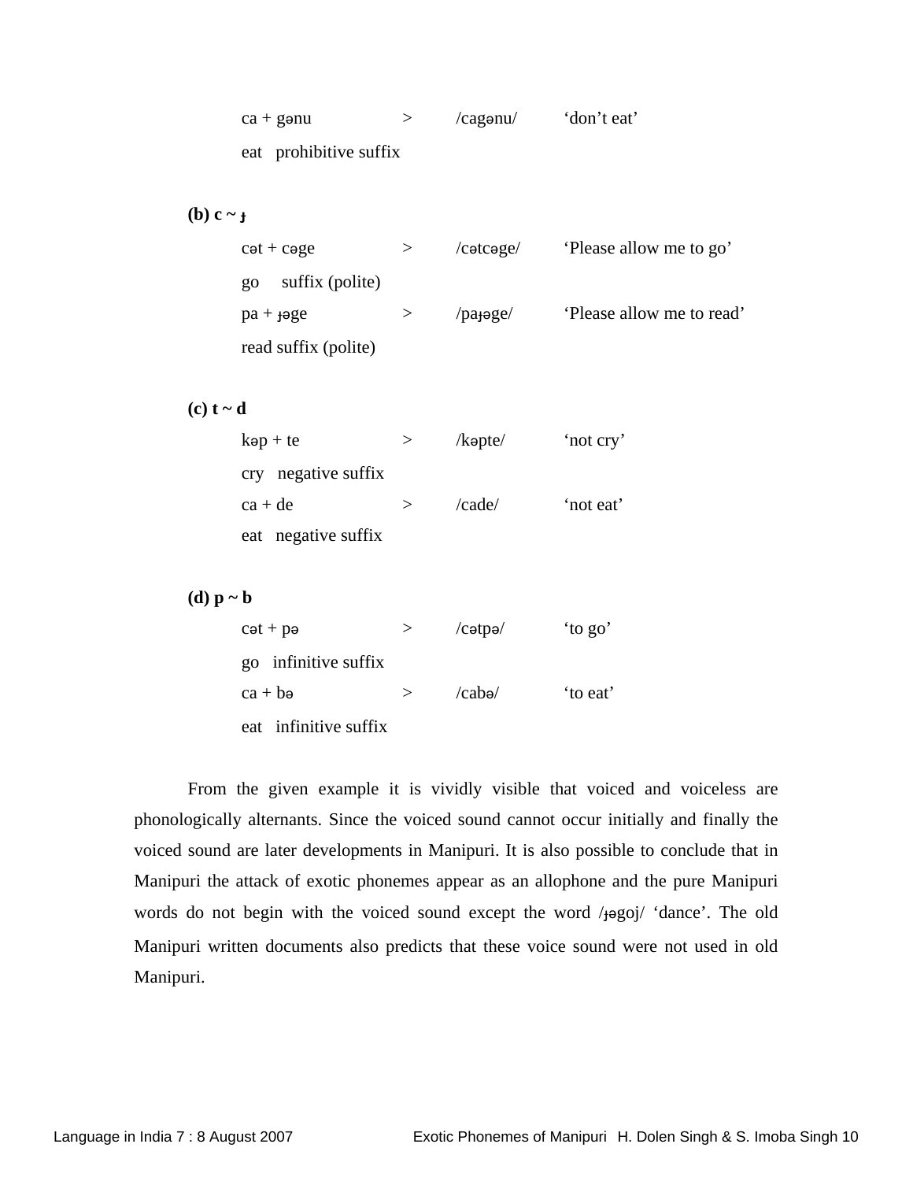| | | | |
|---|---|---|---|
| ca + gənu | > | /cagənu/ | 'don't eat' |
| eat prohibitive suffix | | | |

**(b) c ~ ɟ**

| | | | |
|---|---|---|---|
| cət + cəge | > | /cətcəge/ | 'Please allow me to go' |
| go suffix (polite) | | | |
| pa + ɟəge | > | /paɟəge/ | 'Please allow me to read' |
| read suffix (polite) | | | |

**(c) t ~ d**

| | | | |
|---|---|---|---|
| kəp + te | > | /kəpte/ | 'not cry' |
| cry negative suffix | | | |
| ca + de | > | /cade/ | 'not eat' |
| eat negative suffix | | | |

**(d) p ~ b**

| | | | |
|---|---|---|---|
| cət + pə | > | /cətpə/ | 'to go' |
| go infinitive suffix | | | |
| ca + bə | > | /cabə/ | 'to eat' |
| eat infinitive suffix | | | |

From the given example it is vividly visible that voiced and voiceless are phonologically alternants. Since the voiced sound cannot occur initially and finally the voiced sound are later developments in Manipuri. It is also possible to conclude that in Manipuri the attack of exotic phonemes appear as an allophone and the pure Manipuri words do not begin with the voiced sound except the word /ɟəgoj/ 'dance'. The old Manipuri written documents also predicts that these voice sound were not used in old Manipuri.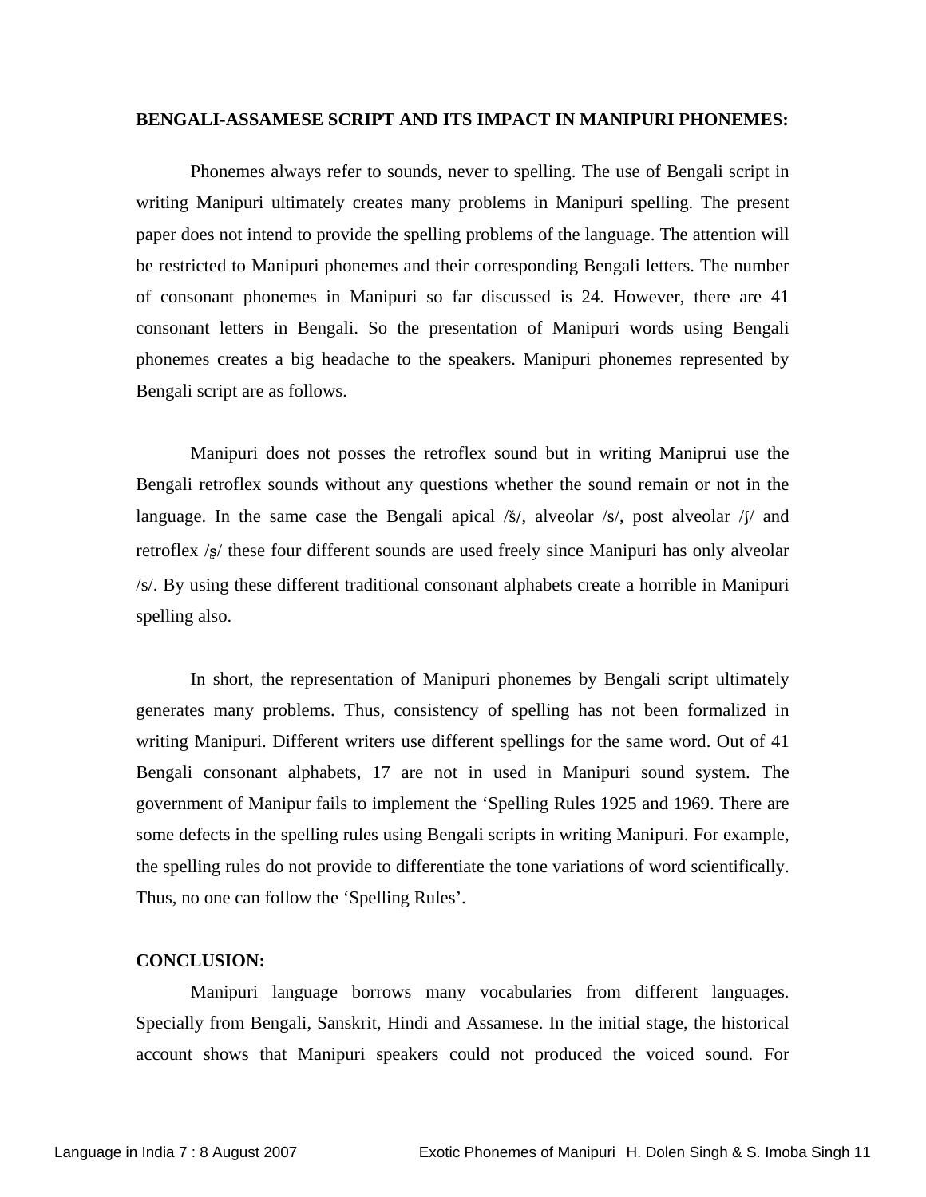**BENGALI-ASSAMESE SCRIPT AND ITS IMPACT IN MANIPURI PHONEMES:**

Phonemes always refer to sounds, never to spelling. The use of Bengali script in writing Manipuri ultimately creates many problems in Manipuri spelling. The present paper does not intend to provide the spelling problems of the language. The attention will be restricted to Manipuri phonemes and their corresponding Bengali letters. The number of consonant phonemes in Manipuri so far discussed is 24. However, there are 41 consonant letters in Bengali. So the presentation of Manipuri words using Bengali phonemes creates a big headache to the speakers. Manipuri phonemes represented by Bengali script are as follows.

Manipuri does not posses the retroflex sound but in writing Maniprui use the Bengali retroflex sounds without any questions whether the sound remain or not in the language. In the same case the Bengali apical /š/, alveolar /s/, post alveolar /ʃ/ and retroflex /ʂ/ these four different sounds are used freely since Manipuri has only alveolar /s/. By using these different traditional consonant alphabets create a horrible in Manipuri spelling also.

In short, the representation of Manipuri phonemes by Bengali script ultimately generates many problems. Thus, consistency of spelling has not been formalized in writing Manipuri. Different writers use different spellings for the same word. Out of 41 Bengali consonant alphabets, 17 are not in used in Manipuri sound system. The government of Manipur fails to implement the 'Spelling Rules 1925 and 1969. There are some defects in the spelling rules using Bengali scripts in writing Manipuri. For example, the spelling rules do not provide to differentiate the tone variations of word scientifically. Thus, no one can follow the 'Spelling Rules'.

**CONCLUSION:**

Manipuri language borrows many vocabularies from different languages. Specially from Bengali, Sanskrit, Hindi and Assamese. In the initial stage, the historical account shows that Manipuri speakers could not produced the voiced sound. For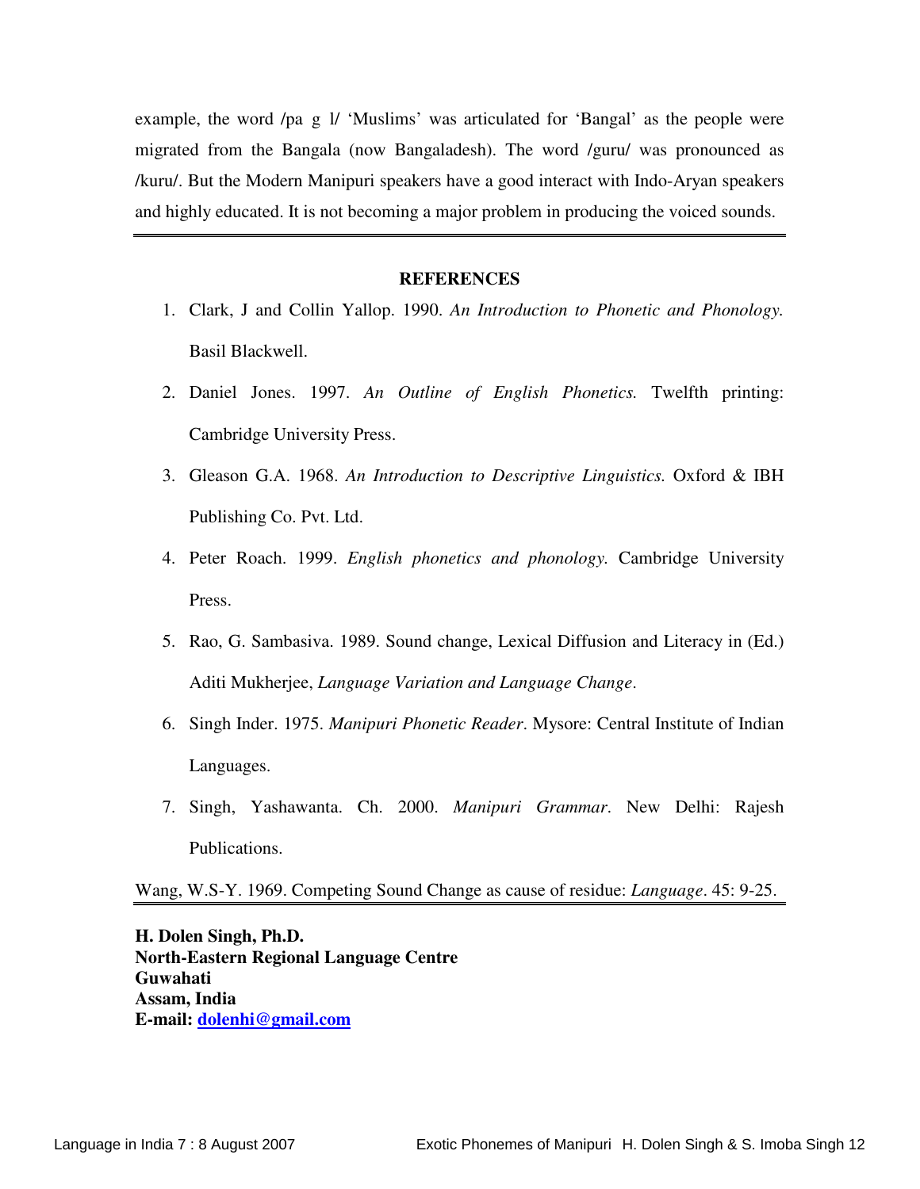example, the word /pa g l/ 'Muslims' was articulated for 'Bangal' as the people were migrated from the Bangala (now Bangaladesh). The word /guru/ was pronounced as /kuru/. But the Modern Manipuri speakers have a good interact with Indo-Aryan speakers and highly educated. It is not becoming a major problem in producing the voiced sounds.

---

## REFERENCES

1. Clark, J and Collin Yallop. 1990. *An Introduction to Phonetic and Phonology.* Basil Blackwell.
2. Daniel Jones. 1997. *An Outline of English Phonetics.* Twelfth printing: Cambridge University Press.
3. Gleason G.A. 1968. *An Introduction to Descriptive Linguistics.* Oxford & IBH Publishing Co. Pvt. Ltd.
4. Peter Roach. 1999. *English phonetics and phonology.* Cambridge University Press.
5. Rao, G. Sambasiva. 1989. Sound change, Lexical Diffusion and Literacy in (Ed.) Aditi Mukherjee, *Language Variation and Language Change*.
6. Singh Inder. 1975. *Manipuri Phonetic Reader*. Mysore: Central Institute of Indian Languages.
7. Singh, Yashawanta. Ch. 2000. *Manipuri Grammar*. New Delhi: Rajesh Publications.

Wang, W.S-Y. 1969. Competing Sound Change as cause of residue: *Language*. 45: 9-25.

---

**H. Dolen Singh, Ph.D.**
**North-Eastern Regional Language Centre**
**Guwahati**
**Assam, India**
**E-mail: dolenhi@gmail.com**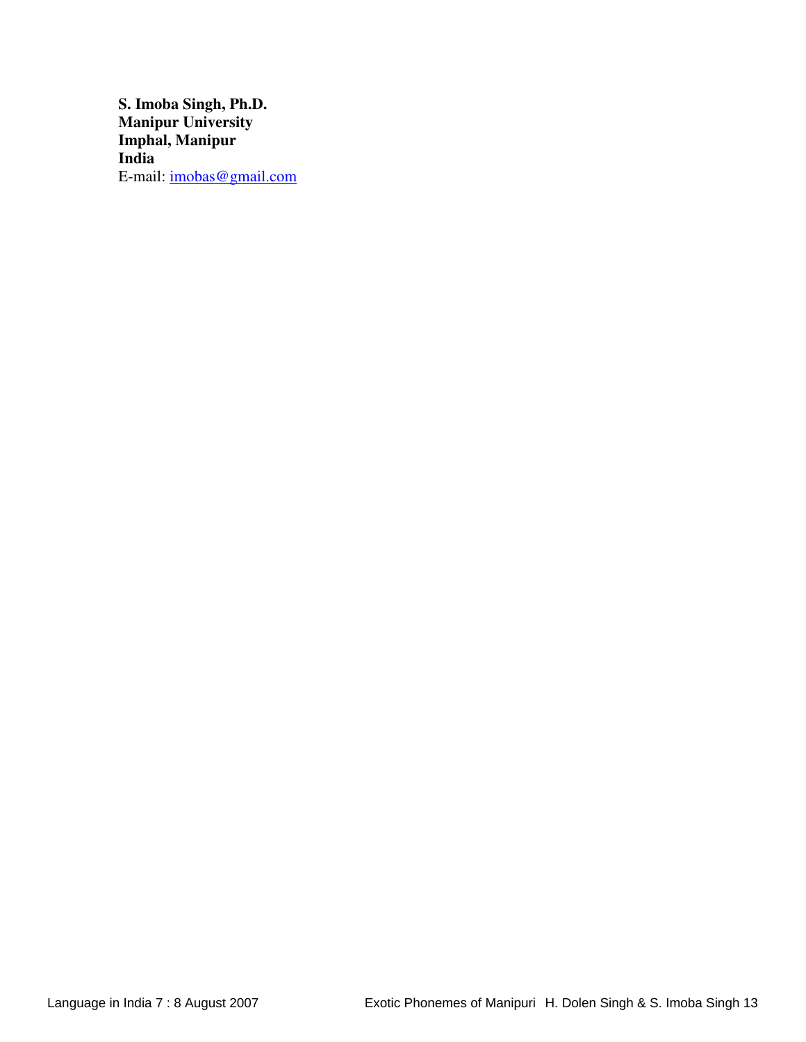**S. Imoba Singh, Ph.D.**
**Manipur University**
**Imphal, Manipur**
**India**
E-mail: imobas@gmail.com